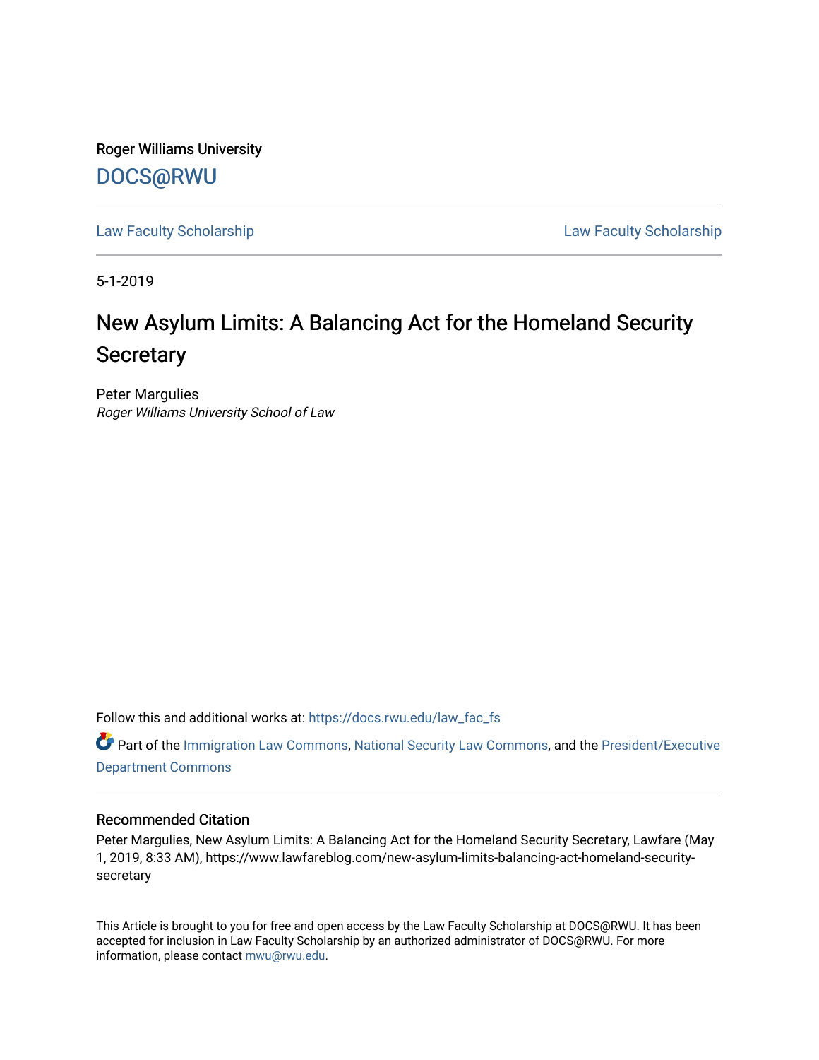Roger Williams University

DOCS@RWU

Law Faculty Scholarship | Law Faculty Scholarship

5-1-2019

# New Asylum Limits: A Balancing Act for the Homeland Security Secretary

Peter Margulies
*Roger Williams University School of Law*

Follow this and additional works at: https://docs.rwu.edu/law_fac_fs

Part of the Immigration Law Commons, National Security Law Commons, and the President/Executive Department Commons

## Recommended Citation

Peter Margulies, New Asylum Limits: A Balancing Act for the Homeland Security Secretary, Lawfare (May 1, 2019, 8:33 AM), https://www.lawfareblog.com/new-asylum-limits-balancing-act-homeland-security-secretary

This Article is brought to you for free and open access by the Law Faculty Scholarship at DOCS@RWU. It has been accepted for inclusion in Law Faculty Scholarship by an authorized administrator of DOCS@RWU. For more information, please contact mwu@rwu.edu.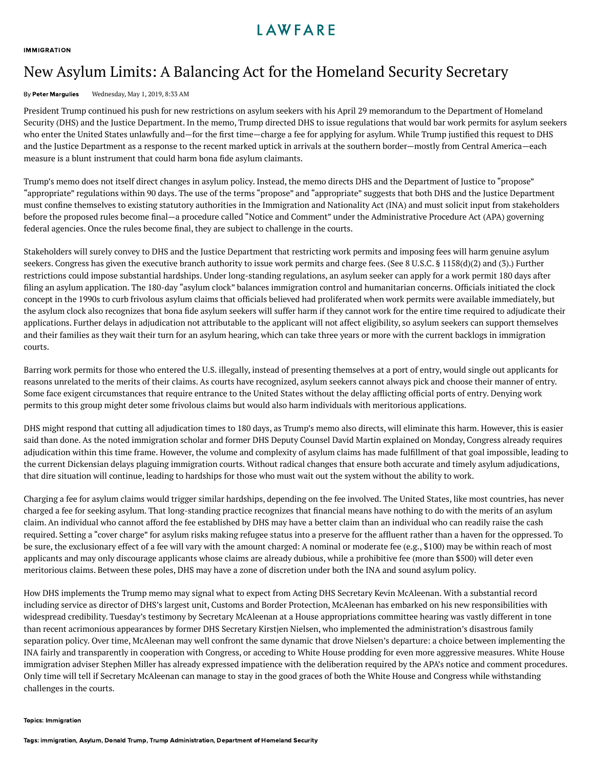IMMIGRATION

# New Asylum Limits: A Balancing Act for the Homeland Security Secretary

By **Peter Margulies** Wednesday, May 1, 2019, 8:33 AM

President Trump continued his push for new restrictions on asylum seekers with his April 29 memorandum to the Department of Homeland Security (DHS) and the Justice Department. In the memo, Trump directed DHS to issue regulations that would bar work permits for asylum seekers who enter the United States unlawfully and—for the first time—charge a fee for applying for asylum. While Trump justified this request to DHS and the Justice Department as a response to the recent marked uptick in arrivals at the southern border—mostly from Central America—each measure is a blunt instrument that could harm bona fide asylum claimants.

Trump's memo does not itself direct changes in asylum policy. Instead, the memo directs DHS and the Department of Justice to "propose" "appropriate" regulations within 90 days. The use of the terms "propose" and "appropriate" suggests that both DHS and the Justice Department must confine themselves to existing statutory authorities in the Immigration and Nationality Act (INA) and must solicit input from stakeholders before the proposed rules become final—a procedure called "Notice and Comment" under the Administrative Procedure Act (APA) governing federal agencies. Once the rules become final, they are subject to challenge in the courts.

Stakeholders will surely convey to DHS and the Justice Department that restricting work permits and imposing fees will harm genuine asylum seekers. Congress has given the executive branch authority to issue work permits and charge fees. (See 8 U.S.C. § 1158(d)(2) and (3).) Further restrictions could impose substantial hardships. Under long-standing regulations, an asylum seeker can apply for a work permit 180 days after filing an asylum application. The 180-day "asylum clock" balances immigration control and humanitarian concerns. Officials initiated the clock concept in the 1990s to curb frivolous asylum claims that officials believed had proliferated when work permits were available immediately, but the asylum clock also recognizes that bona fide asylum seekers will suffer harm if they cannot work for the entire time required to adjudicate their applications. Further delays in adjudication not attributable to the applicant will not affect eligibility, so asylum seekers can support themselves and their families as they wait their turn for an asylum hearing, which can take three years or more with the current backlogs in immigration courts.

Barring work permits for those who entered the U.S. illegally, instead of presenting themselves at a port of entry, would single out applicants for reasons unrelated to the merits of their claims. As courts have recognized, asylum seekers cannot always pick and choose their manner of entry. Some face exigent circumstances that require entrance to the United States without the delay afflicting official ports of entry. Denying work permits to this group might deter some frivolous claims but would also harm individuals with meritorious applications.

DHS might respond that cutting all adjudication times to 180 days, as Trump's memo also directs, will eliminate this harm. However, this is easier said than done. As the noted immigration scholar and former DHS Deputy Counsel David Martin explained on Monday, Congress already requires adjudication within this time frame. However, the volume and complexity of asylum claims has made fulfillment of that goal impossible, leading to the current Dickensian delays plaguing immigration courts. Without radical changes that ensure both accurate and timely asylum adjudications, that dire situation will continue, leading to hardships for those who must wait out the system without the ability to work.

Charging a fee for asylum claims would trigger similar hardships, depending on the fee involved. The United States, like most countries, has never charged a fee for seeking asylum. That long-standing practice recognizes that financial means have nothing to do with the merits of an asylum claim. An individual who cannot afford the fee established by DHS may have a better claim than an individual who can readily raise the cash required. Setting a "cover charge" for asylum risks making refugee status into a preserve for the affluent rather than a haven for the oppressed. To be sure, the exclusionary effect of a fee will vary with the amount charged: A nominal or moderate fee (e.g., $100) may be within reach of most applicants and may only discourage applicants whose claims are already dubious, while a prohibitive fee (more than $500) will deter even meritorious claims. Between these poles, DHS may have a zone of discretion under both the INA and sound asylum policy.

How DHS implements the Trump memo may signal what to expect from Acting DHS Secretary Kevin McAleenan. With a substantial record including service as director of DHS's largest unit, Customs and Border Protection, McAleenan has embarked on his new responsibilities with widespread credibility. Tuesday's testimony by Secretary McAleenan at a House appropriations committee hearing was vastly different in tone than recent acrimonious appearances by former DHS Secretary Kirstjen Nielsen, who implemented the administration's disastrous family separation policy. Over time, McAleenan may well confront the same dynamic that drove Nielsen's departure: a choice between implementing the INA fairly and transparently in cooperation with Congress, or acceding to White House prodding for even more aggressive measures. White House immigration adviser Stephen Miller has already expressed impatience with the deliberation required by the APA's notice and comment procedures. Only time will tell if Secretary McAleenan can manage to stay in the good graces of both the White House and Congress while withstanding challenges in the courts.

**Topics: Immigration**

**Tags: immigration, Asylum, Donald Trump, Trump Administration, Department of Homeland Security**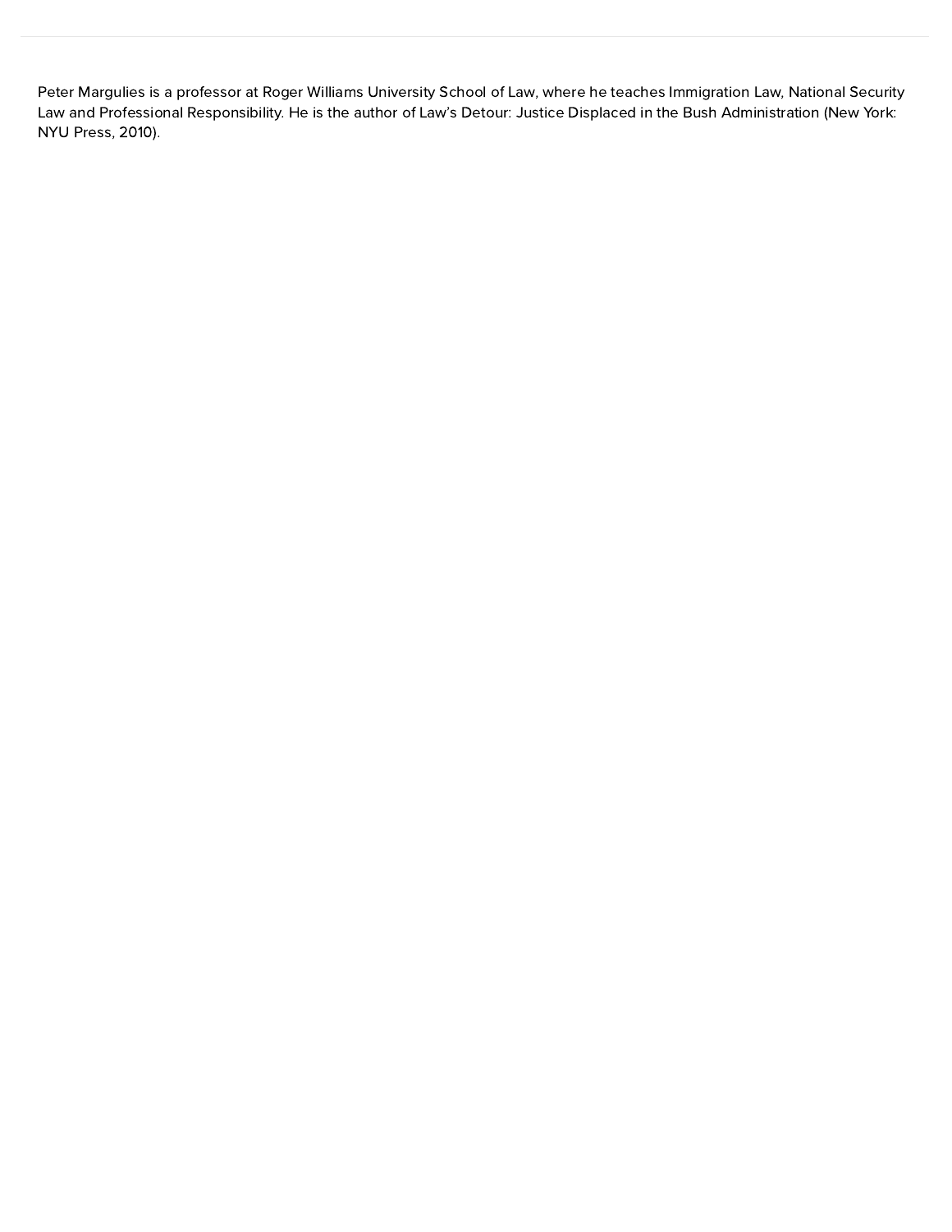Peter Margulies is a professor at Roger Williams University School of Law, where he teaches Immigration Law, National Security Law and Professional Responsibility. He is the author of Law's Detour: Justice Displaced in the Bush Administration (New York: NYU Press, 2010).